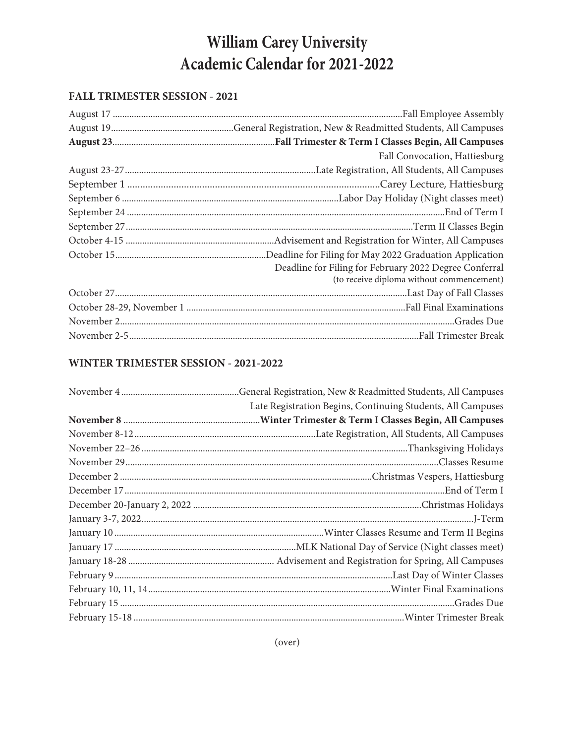# William Carey University
# Academic Calendar for 2021-2022

## FALL TRIMESTER SESSION - 2021

| Date | Event |
|---|---|
| August 17 | Fall Employee Assembly |
| August 19 | General Registration, New & Readmitted Students, All Campuses |
| **August 23** | **Fall Trimester & Term I Classes Begin, All Campuses** |
| | Fall Convocation, Hattiesburg |
| August 23-27 | Late Registration, All Students, All Campuses |
| September 1 | Carey Lecture, Hattiesburg |
| September 6 | Labor Day Holiday (Night classes meet) |
| September 24 | End of Term I |
| September 27 | Term II Classes Begin |
| October 4-15 | Advisement and Registration for Winter, All Campuses |
| October 15 | Deadline for Filing for May 2022 Graduation Application |
| | Deadline for Filing for February 2022 Degree Conferral (to receive diploma without commencement) |
| October 27 | Last Day of Fall Classes |
| October 28-29, November 1 | Fall Final Examinations |
| November 2 | Grades Due |
| November 2-5 | Fall Trimester Break |

## WINTER TRIMESTER SESSION - 2021-2022

| Date | Event |
|---|---|
| November 4 | General Registration, New & Readmitted Students, All Campuses |
| | Late Registration Begins, Continuing Students, All Campuses |
| **November 8** | **Winter Trimester & Term I Classes Begin, All Campuses** |
| November 8-12 | Late Registration, All Students, All Campuses |
| November 22–26 | Thanksgiving Holidays |
| November 29 | Classes Resume |
| December 2 | Christmas Vespers, Hattiesburg |
| December 17 | End of Term I |
| December 20-January 2, 2022 | Christmas Holidays |
| January 3-7, 2022 | J-Term |
| January 10 | Winter Classes Resume and Term II Begins |
| January 17 | MLK National Day of Service (Night classes meet) |
| January 18-28 | Advisement and Registration for Spring, All Campuses |
| February 9 | Last Day of Winter Classes |
| February 10, 11, 14 | Winter Final Examinations |
| February 15 | Grades Due |
| February 15-18 | Winter Trimester Break |

(over)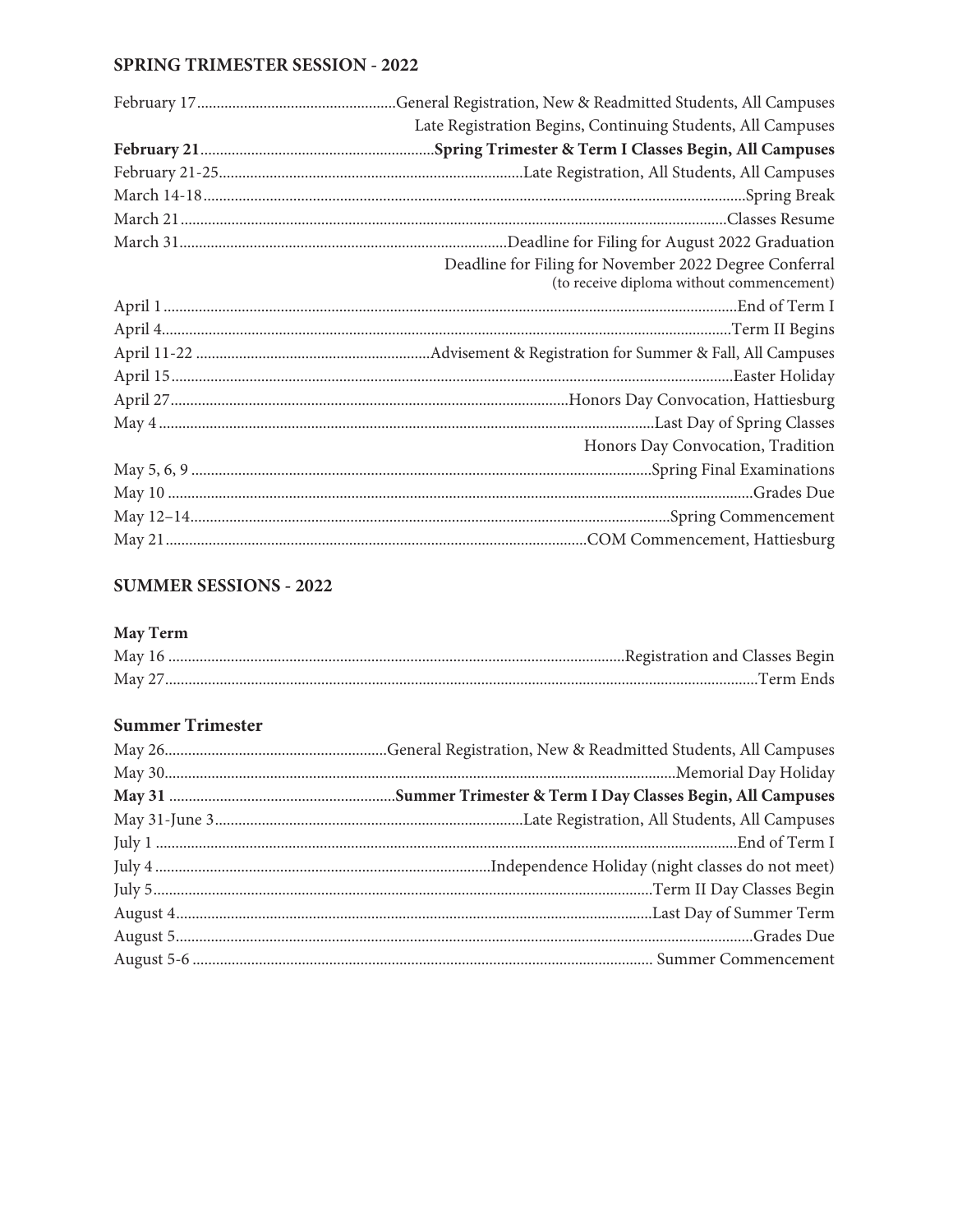## SPRING TRIMESTER SESSION - 2022

| | |
|---|---|
| February 17 | General Registration, New & Readmitted Students, All Campuses |
| | Late Registration Begins, Continuing Students, All Campuses |
| **February 21** | **Spring Trimester & Term I Classes Begin, All Campuses** |
| February 21-25 | Late Registration, All Students, All Campuses |
| March 14-18 | Spring Break |
| March 21 | Classes Resume |
| March 31 | Deadline for Filing for August 2022 Graduation |
| | Deadline for Filing for November 2022 Degree Conferral (to receive diploma without commencement) |
| April 1 | End of Term I |
| April 4 | Term II Begins |
| April 11-22 | Advisement & Registration for Summer & Fall, All Campuses |
| April 15 | Easter Holiday |
| April 27 | Honors Day Convocation, Hattiesburg |
| May 4 | Last Day of Spring Classes |
| | Honors Day Convocation, Tradition |
| May 5, 6, 9 | Spring Final Examinations |
| May 10 | Grades Due |
| May 12–14 | Spring Commencement |
| May 21 | COM Commencement, Hattiesburg |

## SUMMER SESSIONS - 2022

### May Term

| | |
|---|---|
| May 16 | Registration and Classes Begin |
| May 27 | Term Ends |

### Summer Trimester

| | |
|---|---|
| May 26 | General Registration, New & Readmitted Students, All Campuses |
| May 30 | Memorial Day Holiday |
| **May 31** | **Summer Trimester & Term I Day Classes Begin, All Campuses** |
| May 31-June 3 | Late Registration, All Students, All Campuses |
| July 1 | End of Term I |
| July 4 | Independence Holiday (night classes do not meet) |
| July 5 | Term II Day Classes Begin |
| August 4 | Last Day of Summer Term |
| August 5 | Grades Due |
| August 5-6 | Summer Commencement |